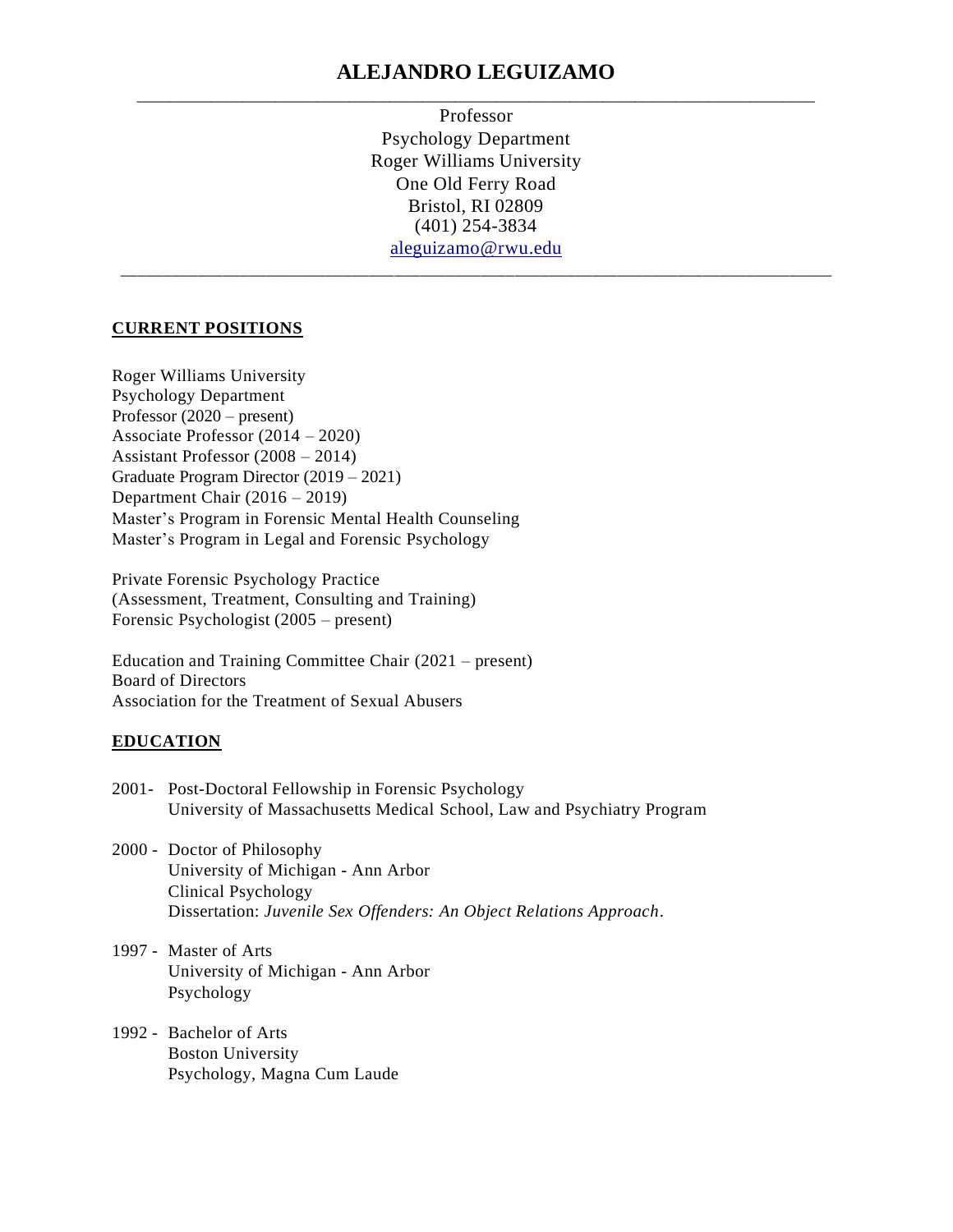# ALEJANDRO LEGUIZAMO

Professor
Psychology Department
Roger Williams University
One Old Ferry Road
Bristol, RI 02809
(401) 254-3834
aleguizamo@rwu.edu

## CURRENT POSITIONS

Roger Williams University
Psychology Department
Professor (2020 – present)
Associate Professor (2014 – 2020)
Assistant Professor (2008 – 2014)
Graduate Program Director (2019 – 2021)
Department Chair (2016 – 2019)
Master's Program in Forensic Mental Health Counseling
Master's Program in Legal and Forensic Psychology

Private Forensic Psychology Practice
(Assessment, Treatment, Consulting and Training)
Forensic Psychologist (2005 – present)

Education and Training Committee Chair (2021 – present)
Board of Directors
Association for the Treatment of Sexual Abusers

## EDUCATION

2001- Post-Doctoral Fellowship in Forensic Psychology
University of Massachusetts Medical School, Law and Psychiatry Program

2000 - Doctor of Philosophy
University of Michigan - Ann Arbor
Clinical Psychology
Dissertation: *Juvenile Sex Offenders: An Object Relations Approach*.

1997 - Master of Arts
University of Michigan - Ann Arbor
Psychology

1992 - Bachelor of Arts
Boston University
Psychology, Magna Cum Laude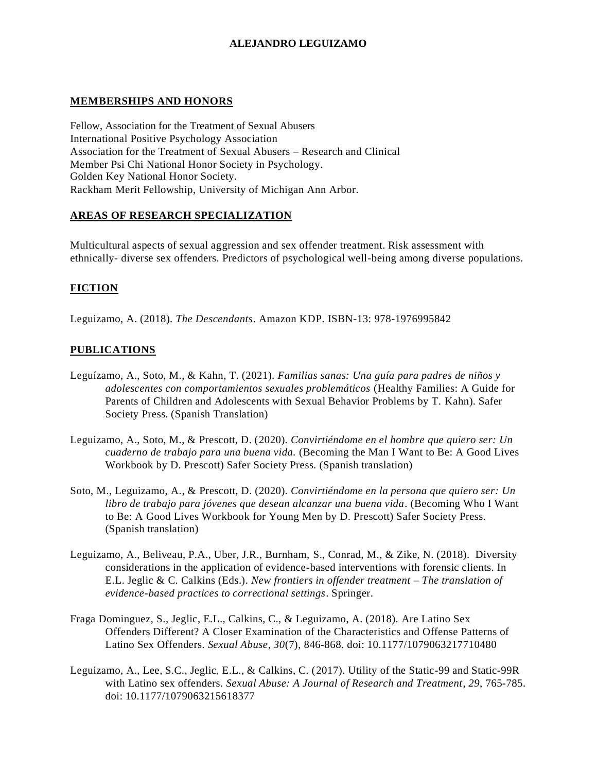## MEMBERSHIPS AND HONORS

Fellow, Association for the Treatment of Sexual Abusers
International Positive Psychology Association
Association for the Treatment of Sexual Abusers – Research and Clinical
Member Psi Chi National Honor Society in Psychology.
Golden Key National Honor Society.
Rackham Merit Fellowship, University of Michigan Ann Arbor.

## AREAS OF RESEARCH SPECIALIZATION

Multicultural aspects of sexual aggression and sex offender treatment. Risk assessment with ethnically- diverse sex offenders. Predictors of psychological well-being among diverse populations.

## FICTION

Leguizamo, A. (2018). *The Descendants*. Amazon KDP. ISBN-13: 978-1976995842

## PUBLICATIONS

Leguízamo, A., Soto, M., & Kahn, T. (2021). *Familias sanas: Una guía para padres de niños y adolescentes con comportamientos sexuales problemáticos* (Healthy Families: A Guide for Parents of Children and Adolescents with Sexual Behavior Problems by T. Kahn). Safer Society Press. (Spanish Translation)

Leguizamo, A., Soto, M., & Prescott, D. (2020). *Convirtiéndome en el hombre que quiero ser: Un cuaderno de trabajo para una buena vida.* (Becoming the Man I Want to Be: A Good Lives Workbook by D. Prescott) Safer Society Press. (Spanish translation)

Soto, M., Leguizamo, A., & Prescott, D. (2020). *Convirtiéndome en la persona que quiero ser: Un libro de trabajo para jóvenes que desean alcanzar una buena vida*. (Becoming Who I Want to Be: A Good Lives Workbook for Young Men by D. Prescott) Safer Society Press. (Spanish translation)

Leguizamo, A., Beliveau, P.A., Uber, J.R., Burnham, S., Conrad, M., & Zike, N. (2018). Diversity considerations in the application of evidence-based interventions with forensic clients. In E.L. Jeglic & C. Calkins (Eds.). *New frontiers in offender treatment – The translation of evidence-based practices to correctional settings*. Springer.

Fraga Dominguez, S., Jeglic, E.L., Calkins, C., & Leguizamo, A. (2018). Are Latino Sex Offenders Different? A Closer Examination of the Characteristics and Offense Patterns of Latino Sex Offenders. *Sexual Abuse, 30*(7), 846-868. doi: 10.1177/1079063217710480

Leguizamo, A., Lee, S.C., Jeglic, E.L., & Calkins, C. (2017). Utility of the Static-99 and Static-99R with Latino sex offenders. *Sexual Abuse: A Journal of Research and Treatment*, *29*, 765-785. doi: 10.1177/1079063215618377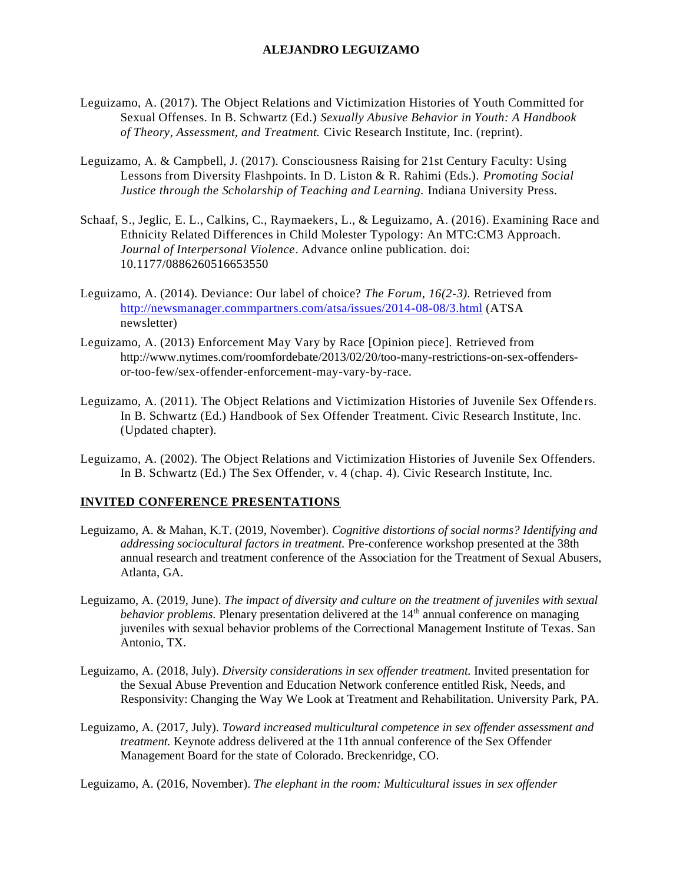Leguizamo, A. (2017). The Object Relations and Victimization Histories of Youth Committed for Sexual Offenses. In B. Schwartz (Ed.) *Sexually Abusive Behavior in Youth: A Handbook of Theory, Assessment, and Treatment.* Civic Research Institute, Inc. (reprint).

Leguizamo, A. & Campbell, J. (2017). Consciousness Raising for 21st Century Faculty: Using Lessons from Diversity Flashpoints. In D. Liston & R. Rahimi (Eds.). *Promoting Social Justice through the Scholarship of Teaching and Learning.* Indiana University Press.

Schaaf, S., Jeglic, E. L., Calkins, C., Raymaekers, L., & Leguizamo, A. (2016). Examining Race and Ethnicity Related Differences in Child Molester Typology: An MTC:CM3 Approach. *Journal of Interpersonal Violence*. Advance online publication. doi: 10.1177/0886260516653550

Leguizamo, A. (2014). Deviance: Our label of choice? *The Forum, 16(2-3)*. Retrieved from http://newsmanager.commpartners.com/atsa/issues/2014-08-08/3.html (ATSA newsletter)

Leguizamo, A. (2013) Enforcement May Vary by Race [Opinion piece]. Retrieved from http://www.nytimes.com/roomfordebate/2013/02/20/too-many-restrictions-on-sex-offenders-or-too-few/sex-offender-enforcement-may-vary-by-race.

Leguizamo, A. (2011). The Object Relations and Victimization Histories of Juvenile Sex Offenders. In B. Schwartz (Ed.) Handbook of Sex Offender Treatment. Civic Research Institute, Inc. (Updated chapter).

Leguizamo, A. (2002). The Object Relations and Victimization Histories of Juvenile Sex Offenders. In B. Schwartz (Ed.) The Sex Offender, v. 4 (chap. 4). Civic Research Institute, Inc.

## INVITED CONFERENCE PRESENTATIONS

Leguizamo, A. & Mahan, K.T. (2019, November). *Cognitive distortions of social norms? Identifying and addressing sociocultural factors in treatment.* Pre-conference workshop presented at the 38th annual research and treatment conference of the Association for the Treatment of Sexual Abusers, Atlanta, GA.

Leguizamo, A. (2019, June). *The impact of diversity and culture on the treatment of juveniles with sexual behavior problems.* Plenary presentation delivered at the 14th annual conference on managing juveniles with sexual behavior problems of the Correctional Management Institute of Texas. San Antonio, TX.

Leguizamo, A. (2018, July). *Diversity considerations in sex offender treatment.* Invited presentation for the Sexual Abuse Prevention and Education Network conference entitled Risk, Needs, and Responsivity: Changing the Way We Look at Treatment and Rehabilitation. University Park, PA.

Leguizamo, A. (2017, July). *Toward increased multicultural competence in sex offender assessment and treatment.* Keynote address delivered at the 11th annual conference of the Sex Offender Management Board for the state of Colorado. Breckenridge, CO.

Leguizamo, A. (2016, November). *The elephant in the room: Multicultural issues in sex offender*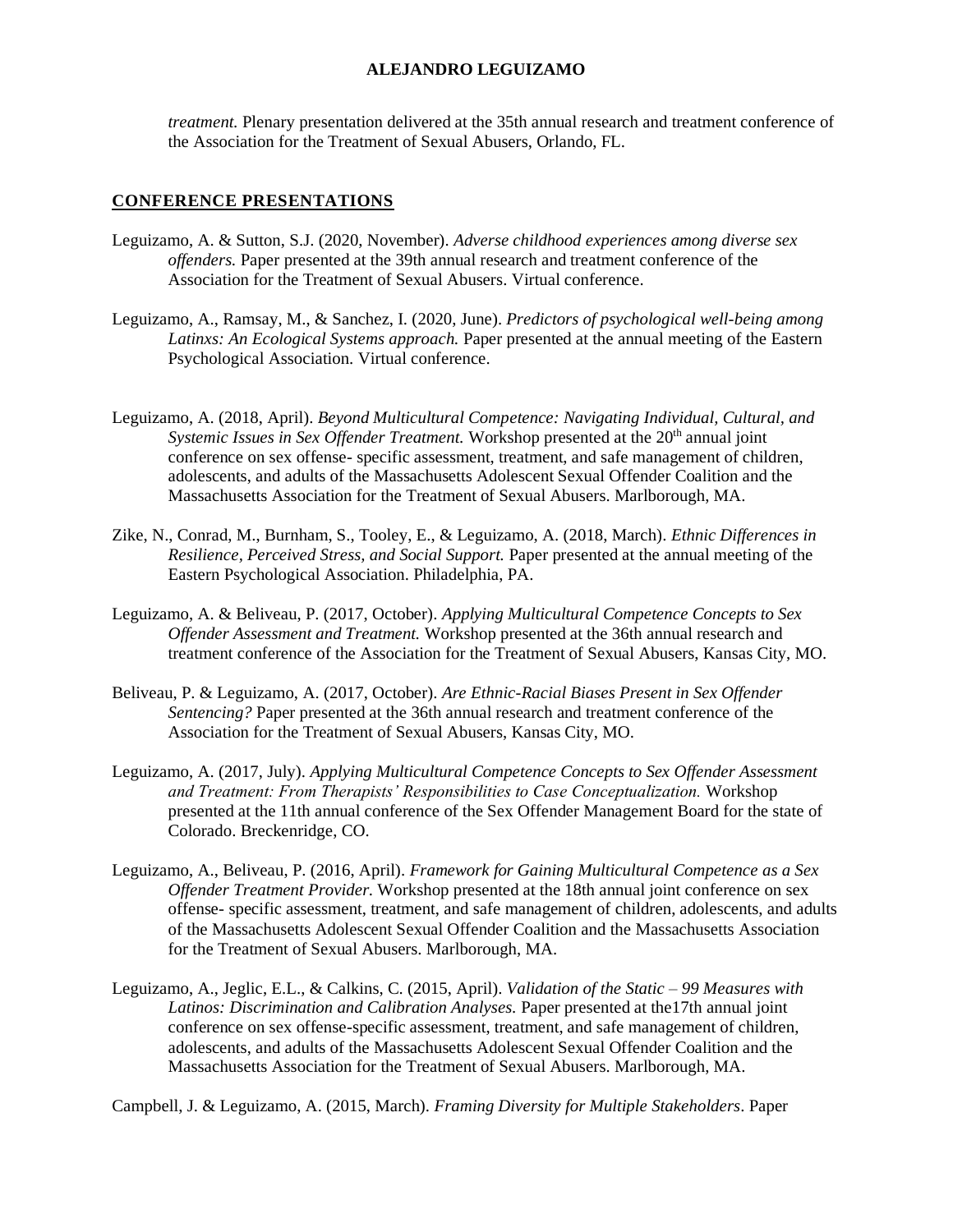*treatment.* Plenary presentation delivered at the 35th annual research and treatment conference of the Association for the Treatment of Sexual Abusers, Orlando, FL.

## CONFERENCE PRESENTATIONS

Leguizamo, A. & Sutton, S.J. (2020, November). *Adverse childhood experiences among diverse sex offenders.* Paper presented at the 39th annual research and treatment conference of the Association for the Treatment of Sexual Abusers. Virtual conference.

Leguizamo, A., Ramsay, M., & Sanchez, I. (2020, June). *Predictors of psychological well-being among Latinxs: An Ecological Systems approach.* Paper presented at the annual meeting of the Eastern Psychological Association. Virtual conference.

Leguizamo, A. (2018, April). *Beyond Multicultural Competence: Navigating Individual, Cultural, and Systemic Issues in Sex Offender Treatment.* Workshop presented at the 20th annual joint conference on sex offense- specific assessment, treatment, and safe management of children, adolescents, and adults of the Massachusetts Adolescent Sexual Offender Coalition and the Massachusetts Association for the Treatment of Sexual Abusers. Marlborough, MA.

Zike, N., Conrad, M., Burnham, S., Tooley, E., & Leguizamo, A. (2018, March). *Ethnic Differences in Resilience, Perceived Stress, and Social Support.* Paper presented at the annual meeting of the Eastern Psychological Association. Philadelphia, PA.

Leguizamo, A. & Beliveau, P. (2017, October). *Applying Multicultural Competence Concepts to Sex Offender Assessment and Treatment.* Workshop presented at the 36th annual research and treatment conference of the Association for the Treatment of Sexual Abusers, Kansas City, MO.

Beliveau, P. & Leguizamo, A. (2017, October). *Are Ethnic-Racial Biases Present in Sex Offender Sentencing?* Paper presented at the 36th annual research and treatment conference of the Association for the Treatment of Sexual Abusers, Kansas City, MO.

Leguizamo, A. (2017, July). *Applying Multicultural Competence Concepts to Sex Offender Assessment and Treatment: From Therapists' Responsibilities to Case Conceptualization.* Workshop presented at the 11th annual conference of the Sex Offender Management Board for the state of Colorado. Breckenridge, CO.

Leguizamo, A., Beliveau, P. (2016, April). *Framework for Gaining Multicultural Competence as a Sex Offender Treatment Provider.* Workshop presented at the 18th annual joint conference on sex offense- specific assessment, treatment, and safe management of children, adolescents, and adults of the Massachusetts Adolescent Sexual Offender Coalition and the Massachusetts Association for the Treatment of Sexual Abusers. Marlborough, MA.

Leguizamo, A., Jeglic, E.L., & Calkins, C. (2015, April). *Validation of the Static – 99 Measures with Latinos: Discrimination and Calibration Analyses.* Paper presented at the17th annual joint conference on sex offense-specific assessment, treatment, and safe management of children, adolescents, and adults of the Massachusetts Adolescent Sexual Offender Coalition and the Massachusetts Association for the Treatment of Sexual Abusers. Marlborough, MA.

Campbell, J. & Leguizamo, A. (2015, March). *Framing Diversity for Multiple Stakeholders*. Paper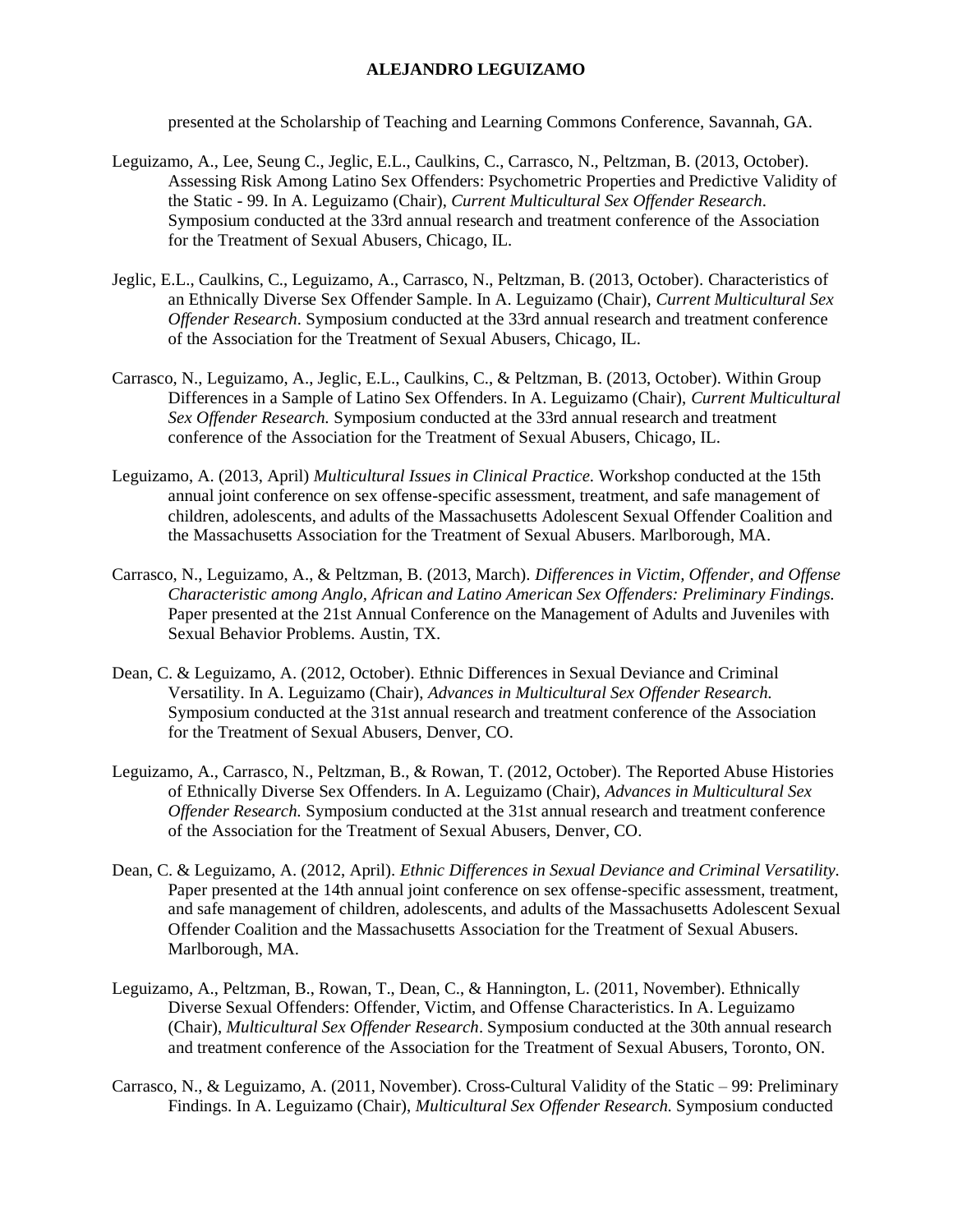presented at the Scholarship of Teaching and Learning Commons Conference, Savannah, GA.

Leguizamo, A., Lee, Seung C., Jeglic, E.L., Caulkins, C., Carrasco, N., Peltzman, B. (2013, October). Assessing Risk Among Latino Sex Offenders: Psychometric Properties and Predictive Validity of the Static - 99. In A. Leguizamo (Chair), *Current Multicultural Sex Offender Research*. Symposium conducted at the 33rd annual research and treatment conference of the Association for the Treatment of Sexual Abusers, Chicago, IL.

Jeglic, E.L., Caulkins, C., Leguizamo, A., Carrasco, N., Peltzman, B. (2013, October). Characteristics of an Ethnically Diverse Sex Offender Sample. In A. Leguizamo (Chair), *Current Multicultural Sex Offender Research*. Symposium conducted at the 33rd annual research and treatment conference of the Association for the Treatment of Sexual Abusers, Chicago, IL.

Carrasco, N., Leguizamo, A., Jeglic, E.L., Caulkins, C., & Peltzman, B. (2013, October). Within Group Differences in a Sample of Latino Sex Offenders. In A. Leguizamo (Chair), *Current Multicultural Sex Offender Research.* Symposium conducted at the 33rd annual research and treatment conference of the Association for the Treatment of Sexual Abusers, Chicago, IL.

Leguizamo, A. (2013, April) *Multicultural Issues in Clinical Practice.* Workshop conducted at the 15th annual joint conference on sex offense-specific assessment, treatment, and safe management of children, adolescents, and adults of the Massachusetts Adolescent Sexual Offender Coalition and the Massachusetts Association for the Treatment of Sexual Abusers. Marlborough, MA.

Carrasco, N., Leguizamo, A., & Peltzman, B. (2013, March). *Differences in Victim, Offender, and Offense Characteristic among Anglo, African and Latino American Sex Offenders: Preliminary Findings.* Paper presented at the 21st Annual Conference on the Management of Adults and Juveniles with Sexual Behavior Problems. Austin, TX.

Dean, C. & Leguizamo, A. (2012, October). Ethnic Differences in Sexual Deviance and Criminal Versatility. In A. Leguizamo (Chair), *Advances in Multicultural Sex Offender Research.* Symposium conducted at the 31st annual research and treatment conference of the Association for the Treatment of Sexual Abusers, Denver, CO.

Leguizamo, A., Carrasco, N., Peltzman, B., & Rowan, T. (2012, October). The Reported Abuse Histories of Ethnically Diverse Sex Offenders. In A. Leguizamo (Chair), *Advances in Multicultural Sex Offender Research.* Symposium conducted at the 31st annual research and treatment conference of the Association for the Treatment of Sexual Abusers, Denver, CO.

Dean, C. & Leguizamo, A. (2012, April). *Ethnic Differences in Sexual Deviance and Criminal Versatility.* Paper presented at the 14th annual joint conference on sex offense-specific assessment, treatment, and safe management of children, adolescents, and adults of the Massachusetts Adolescent Sexual Offender Coalition and the Massachusetts Association for the Treatment of Sexual Abusers. Marlborough, MA.

Leguizamo, A., Peltzman, B., Rowan, T., Dean, C., & Hannington, L. (2011, November). Ethnically Diverse Sexual Offenders: Offender, Victim, and Offense Characteristics. In A. Leguizamo (Chair), *Multicultural Sex Offender Research*. Symposium conducted at the 30th annual research and treatment conference of the Association for the Treatment of Sexual Abusers, Toronto, ON.

Carrasco, N., & Leguizamo, A. (2011, November). Cross-Cultural Validity of the Static – 99: Preliminary Findings. In A. Leguizamo (Chair), *Multicultural Sex Offender Research.* Symposium conducted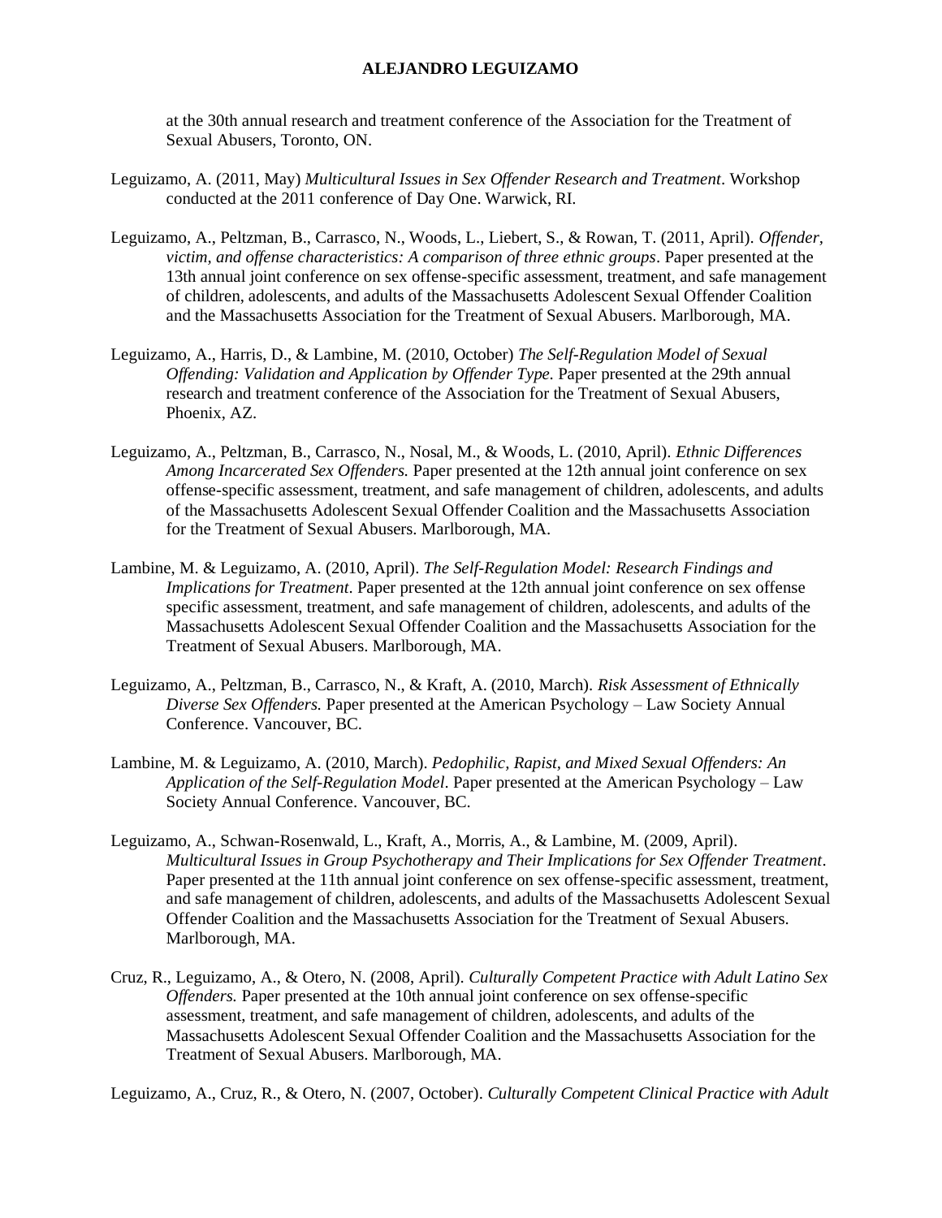at the 30th annual research and treatment conference of the Association for the Treatment of Sexual Abusers, Toronto, ON.

Leguizamo, A. (2011, May) *Multicultural Issues in Sex Offender Research and Treatment*. Workshop conducted at the 2011 conference of Day One. Warwick, RI.

Leguizamo, A., Peltzman, B., Carrasco, N., Woods, L., Liebert, S., & Rowan, T. (2011, April). *Offender, victim, and offense characteristics: A comparison of three ethnic groups*. Paper presented at the 13th annual joint conference on sex offense-specific assessment, treatment, and safe management of children, adolescents, and adults of the Massachusetts Adolescent Sexual Offender Coalition and the Massachusetts Association for the Treatment of Sexual Abusers. Marlborough, MA.

Leguizamo, A., Harris, D., & Lambine, M. (2010, October) *The Self-Regulation Model of Sexual Offending: Validation and Application by Offender Type.* Paper presented at the 29th annual research and treatment conference of the Association for the Treatment of Sexual Abusers, Phoenix, AZ.

Leguizamo, A., Peltzman, B., Carrasco, N., Nosal, M., & Woods, L. (2010, April). *Ethnic Differences Among Incarcerated Sex Offenders.* Paper presented at the 12th annual joint conference on sex offense-specific assessment, treatment, and safe management of children, adolescents, and adults of the Massachusetts Adolescent Sexual Offender Coalition and the Massachusetts Association for the Treatment of Sexual Abusers. Marlborough, MA.

Lambine, M. & Leguizamo, A. (2010, April). *The Self-Regulation Model: Research Findings and Implications for Treatment*. Paper presented at the 12th annual joint conference on sex offense specific assessment, treatment, and safe management of children, adolescents, and adults of the Massachusetts Adolescent Sexual Offender Coalition and the Massachusetts Association for the Treatment of Sexual Abusers. Marlborough, MA.

Leguizamo, A., Peltzman, B., Carrasco, N., & Kraft, A. (2010, March). *Risk Assessment of Ethnically Diverse Sex Offenders.* Paper presented at the American Psychology – Law Society Annual Conference. Vancouver, BC.

Lambine, M. & Leguizamo, A. (2010, March). *Pedophilic, Rapist, and Mixed Sexual Offenders: An Application of the Self-Regulation Model*. Paper presented at the American Psychology – Law Society Annual Conference. Vancouver, BC.

Leguizamo, A., Schwan-Rosenwald, L., Kraft, A., Morris, A., & Lambine, M. (2009, April). *Multicultural Issues in Group Psychotherapy and Their Implications for Sex Offender Treatment*. Paper presented at the 11th annual joint conference on sex offense-specific assessment, treatment, and safe management of children, adolescents, and adults of the Massachusetts Adolescent Sexual Offender Coalition and the Massachusetts Association for the Treatment of Sexual Abusers. Marlborough, MA.

Cruz, R., Leguizamo, A., & Otero, N. (2008, April). *Culturally Competent Practice with Adult Latino Sex Offenders.* Paper presented at the 10th annual joint conference on sex offense-specific assessment, treatment, and safe management of children, adolescents, and adults of the Massachusetts Adolescent Sexual Offender Coalition and the Massachusetts Association for the Treatment of Sexual Abusers. Marlborough, MA.

Leguizamo, A., Cruz, R., & Otero, N. (2007, October). *Culturally Competent Clinical Practice with Adult*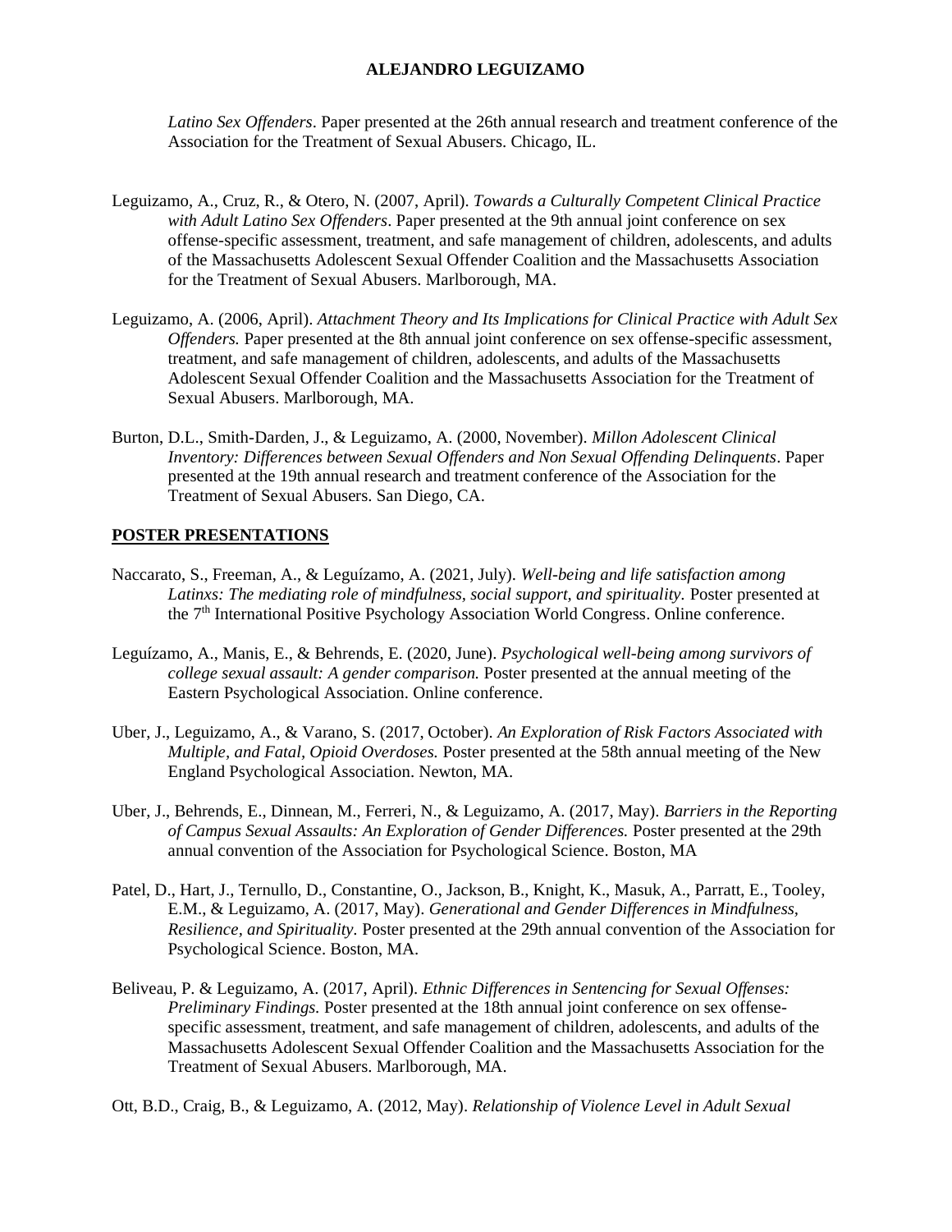*Latino Sex Offenders*. Paper presented at the 26th annual research and treatment conference of the Association for the Treatment of Sexual Abusers. Chicago, IL.

Leguizamo, A., Cruz, R., & Otero, N. (2007, April). *Towards a Culturally Competent Clinical Practice with Adult Latino Sex Offenders*. Paper presented at the 9th annual joint conference on sex offense-specific assessment, treatment, and safe management of children, adolescents, and adults of the Massachusetts Adolescent Sexual Offender Coalition and the Massachusetts Association for the Treatment of Sexual Abusers. Marlborough, MA.

Leguizamo, A. (2006, April). *Attachment Theory and Its Implications for Clinical Practice with Adult Sex Offenders.* Paper presented at the 8th annual joint conference on sex offense-specific assessment, treatment, and safe management of children, adolescents, and adults of the Massachusetts Adolescent Sexual Offender Coalition and the Massachusetts Association for the Treatment of Sexual Abusers. Marlborough, MA.

Burton, D.L., Smith-Darden, J., & Leguizamo, A. (2000, November). *Millon Adolescent Clinical Inventory: Differences between Sexual Offenders and Non Sexual Offending Delinquents*. Paper presented at the 19th annual research and treatment conference of the Association for the Treatment of Sexual Abusers. San Diego, CA.

## POSTER PRESENTATIONS

Naccarato, S., Freeman, A., & Leguízamo, A. (2021, July). *Well-being and life satisfaction among Latinxs: The mediating role of mindfulness, social support, and spirituality.* Poster presented at the 7th International Positive Psychology Association World Congress. Online conference.

Leguízamo, A., Manis, E., & Behrends, E. (2020, June). *Psychological well-being among survivors of college sexual assault: A gender comparison.* Poster presented at the annual meeting of the Eastern Psychological Association. Online conference.

Uber, J., Leguizamo, A., & Varano, S. (2017, October). *An Exploration of Risk Factors Associated with Multiple, and Fatal, Opioid Overdoses.* Poster presented at the 58th annual meeting of the New England Psychological Association. Newton, MA.

Uber, J., Behrends, E., Dinnean, M., Ferreri, N., & Leguizamo, A. (2017, May). *Barriers in the Reporting of Campus Sexual Assaults: An Exploration of Gender Differences.* Poster presented at the 29th annual convention of the Association for Psychological Science. Boston, MA

Patel, D., Hart, J., Ternullo, D., Constantine, O., Jackson, B., Knight, K., Masuk, A., Parratt, E., Tooley, E.M., & Leguizamo, A. (2017, May). *Generational and Gender Differences in Mindfulness, Resilience, and Spirituality.* Poster presented at the 29th annual convention of the Association for Psychological Science. Boston, MA.

Beliveau, P. & Leguizamo, A. (2017, April). *Ethnic Differences in Sentencing for Sexual Offenses: Preliminary Findings.* Poster presented at the 18th annual joint conference on sex offense-specific assessment, treatment, and safe management of children, adolescents, and adults of the Massachusetts Adolescent Sexual Offender Coalition and the Massachusetts Association for the Treatment of Sexual Abusers. Marlborough, MA.

Ott, B.D., Craig, B., & Leguizamo, A. (2012, May). *Relationship of Violence Level in Adult Sexual*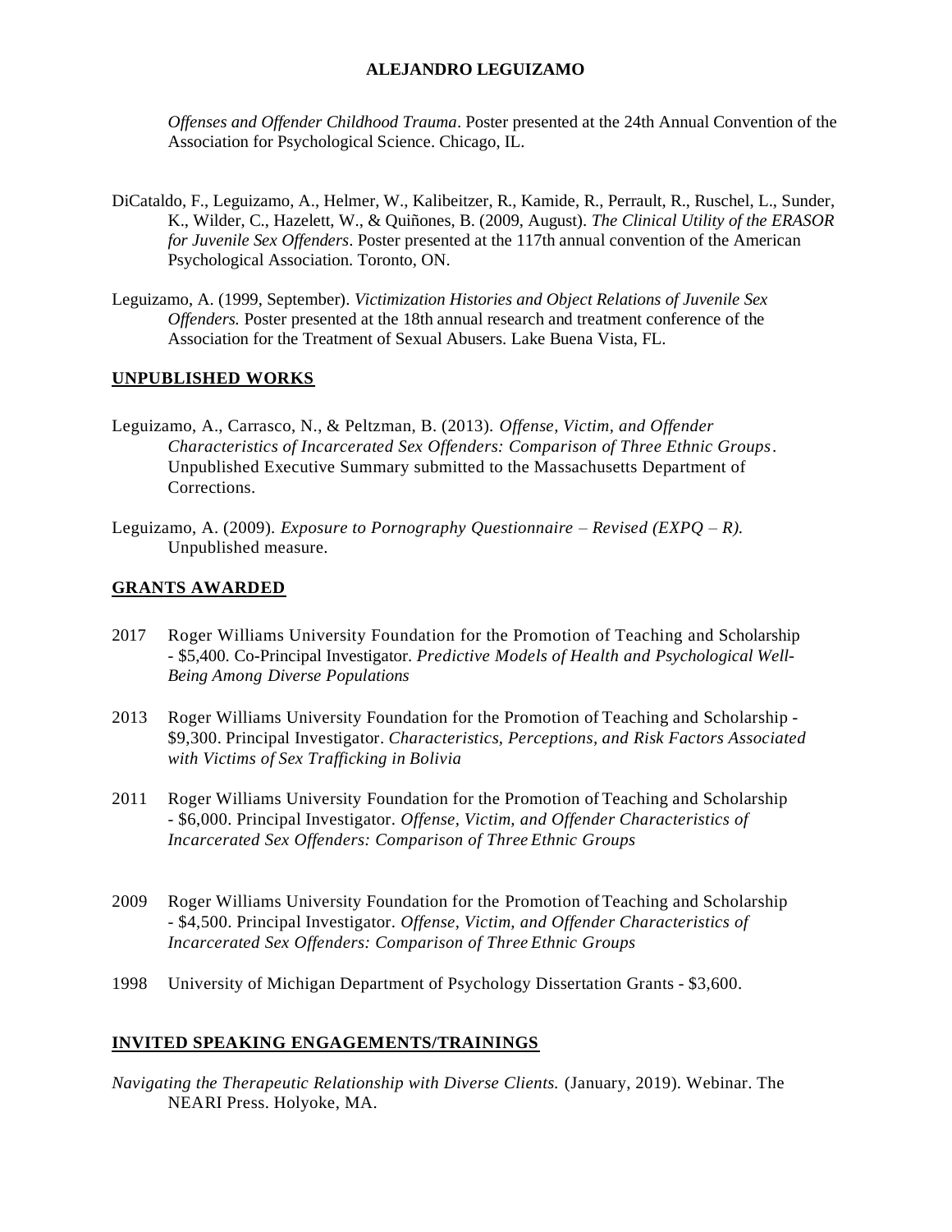*Offenses and Offender Childhood Trauma*. Poster presented at the 24th Annual Convention of the Association for Psychological Science. Chicago, IL.

DiCataldo, F., Leguizamo, A., Helmer, W., Kalibeitzer, R., Kamide, R., Perrault, R., Ruschel, L., Sunder, K., Wilder, C., Hazelett, W., & Quiñones, B. (2009, August). *The Clinical Utility of the ERASOR for Juvenile Sex Offenders*. Poster presented at the 117th annual convention of the American Psychological Association. Toronto, ON.

Leguizamo, A. (1999, September). *Victimization Histories and Object Relations of Juvenile Sex Offenders.* Poster presented at the 18th annual research and treatment conference of the Association for the Treatment of Sexual Abusers. Lake Buena Vista, FL.

## UNPUBLISHED WORKS

Leguizamo, A., Carrasco, N., & Peltzman, B. (2013). *Offense, Victim, and Offender Characteristics of Incarcerated Sex Offenders: Comparison of Three Ethnic Groups*. Unpublished Executive Summary submitted to the Massachusetts Department of Corrections.

Leguizamo, A. (2009). *Exposure to Pornography Questionnaire – Revised (EXPQ – R).* Unpublished measure.

## GRANTS AWARDED

2017 Roger Williams University Foundation for the Promotion of Teaching and Scholarship - $5,400. Co-Principal Investigator. *Predictive Models of Health and Psychological Well-Being Among Diverse Populations*

2013 Roger Williams University Foundation for the Promotion of Teaching and Scholarship - $9,300. Principal Investigator. *Characteristics, Perceptions, and Risk Factors Associated with Victims of Sex Trafficking in Bolivia*

2011 Roger Williams University Foundation for the Promotion of Teaching and Scholarship - $6,000. Principal Investigator. *Offense, Victim, and Offender Characteristics of Incarcerated Sex Offenders: Comparison of Three Ethnic Groups*

2009 Roger Williams University Foundation for the Promotion of Teaching and Scholarship - $4,500. Principal Investigator. *Offense, Victim, and Offender Characteristics of Incarcerated Sex Offenders: Comparison of Three Ethnic Groups*

1998 University of Michigan Department of Psychology Dissertation Grants - $3,600.

## INVITED SPEAKING ENGAGEMENTS/TRAININGS

*Navigating the Therapeutic Relationship with Diverse Clients.* (January, 2019). Webinar. The NEARI Press. Holyoke, MA.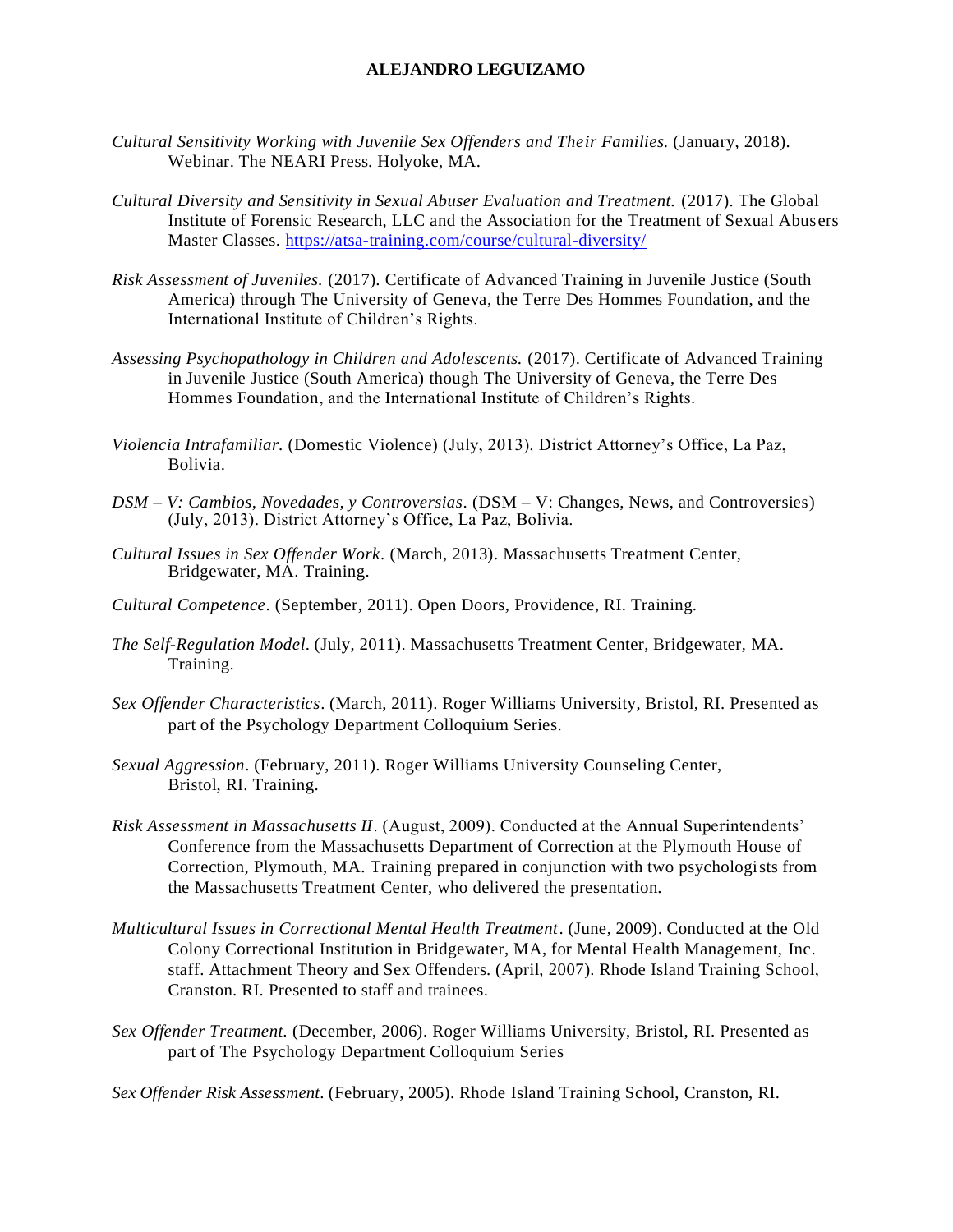*Cultural Sensitivity Working with Juvenile Sex Offenders and Their Families.* (January, 2018). Webinar. The NEARI Press. Holyoke, MA.

*Cultural Diversity and Sensitivity in Sexual Abuser Evaluation and Treatment.* (2017). The Global Institute of Forensic Research, LLC and the Association for the Treatment of Sexual Abusers Master Classes. https://atsa-training.com/course/cultural-diversity/

*Risk Assessment of Juveniles.* (2017). Certificate of Advanced Training in Juvenile Justice (South America) through The University of Geneva, the Terre Des Hommes Foundation, and the International Institute of Children's Rights.

*Assessing Psychopathology in Children and Adolescents.* (2017). Certificate of Advanced Training in Juvenile Justice (South America) though The University of Geneva, the Terre Des Hommes Foundation, and the International Institute of Children's Rights.

*Violencia Intrafamiliar.* (Domestic Violence) (July, 2013). District Attorney's Office, La Paz, Bolivia.

*DSM – V: Cambios, Novedades, y Controversias*. (DSM – V: Changes, News, and Controversies) (July, 2013). District Attorney's Office, La Paz, Bolivia.

*Cultural Issues in Sex Offender Work*. (March, 2013). Massachusetts Treatment Center, Bridgewater, MA. Training.

*Cultural Competence*. (September, 2011). Open Doors, Providence, RI. Training.

*The Self-Regulation Model*. (July, 2011). Massachusetts Treatment Center, Bridgewater, MA. Training.

*Sex Offender Characteristics*. (March, 2011). Roger Williams University, Bristol, RI. Presented as part of the Psychology Department Colloquium Series.

*Sexual Aggression*. (February, 2011). Roger Williams University Counseling Center, Bristol, RI. Training.

*Risk Assessment in Massachusetts II*. (August, 2009). Conducted at the Annual Superintendents' Conference from the Massachusetts Department of Correction at the Plymouth House of Correction, Plymouth, MA. Training prepared in conjunction with two psychologists from the Massachusetts Treatment Center, who delivered the presentation.

*Multicultural Issues in Correctional Mental Health Treatment*. (June, 2009). Conducted at the Old Colony Correctional Institution in Bridgewater, MA, for Mental Health Management, Inc. staff. Attachment Theory and Sex Offenders. (April, 2007). Rhode Island Training School, Cranston. RI. Presented to staff and trainees.

*Sex Offender Treatment.* (December, 2006). Roger Williams University, Bristol, RI. Presented as part of The Psychology Department Colloquium Series

*Sex Offender Risk Assessment*. (February, 2005). Rhode Island Training School, Cranston, RI.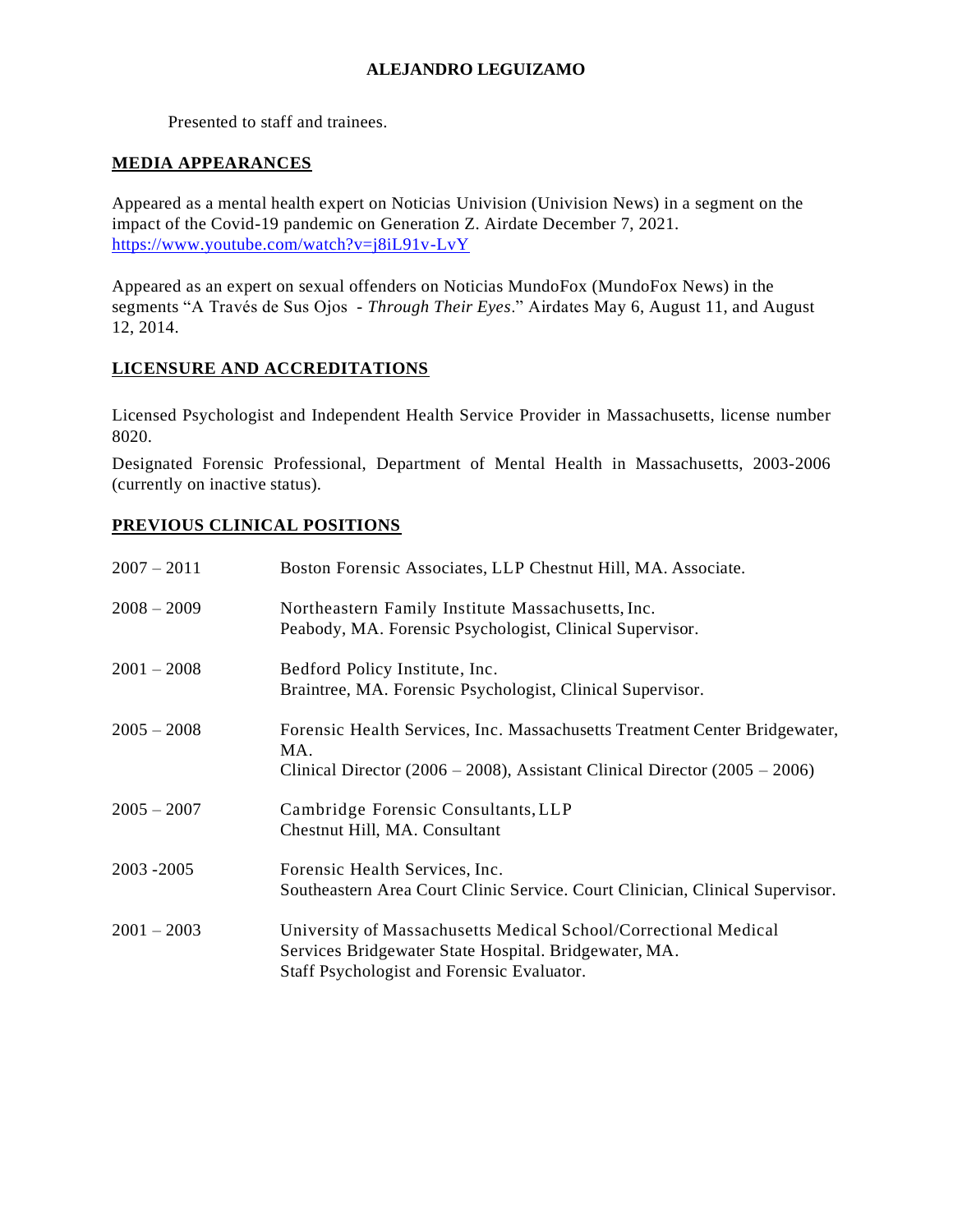Presented to staff and trainees.

## MEDIA APPEARANCES

Appeared as a mental health expert on Noticias Univision (Univision News) in a segment on the impact of the Covid-19 pandemic on Generation Z. Airdate December 7, 2021. https://www.youtube.com/watch?v=j8iL91v-LvY

Appeared as an expert on sexual offenders on Noticias MundoFox (MundoFox News) in the segments "A Través de Sus Ojos - *Through Their Eyes*." Airdates May 6, August 11, and August 12, 2014.

## LICENSURE AND ACCREDITATIONS

Licensed Psychologist and Independent Health Service Provider in Massachusetts, license number 8020.

Designated Forensic Professional, Department of Mental Health in Massachusetts, 2003-2006 (currently on inactive status).

## PREVIOUS CLINICAL POSITIONS

| | |
|---|---|
| 2007 – 2011 | Boston Forensic Associates, LLP Chestnut Hill, MA. Associate. |
| 2008 – 2009 | Northeastern Family Institute Massachusetts, Inc. Peabody, MA. Forensic Psychologist, Clinical Supervisor. |
| 2001 – 2008 | Bedford Policy Institute, Inc. Braintree, MA. Forensic Psychologist, Clinical Supervisor. |
| 2005 – 2008 | Forensic Health Services, Inc. Massachusetts Treatment Center Bridgewater, MA. Clinical Director (2006 – 2008), Assistant Clinical Director (2005 – 2006) |
| 2005 – 2007 | Cambridge Forensic Consultants, LLP Chestnut Hill, MA. Consultant |
| 2003 -2005 | Forensic Health Services, Inc. Southeastern Area Court Clinic Service. Court Clinician, Clinical Supervisor. |
| 2001 – 2003 | University of Massachusetts Medical School/Correctional Medical Services Bridgewater State Hospital. Bridgewater, MA. Staff Psychologist and Forensic Evaluator. |